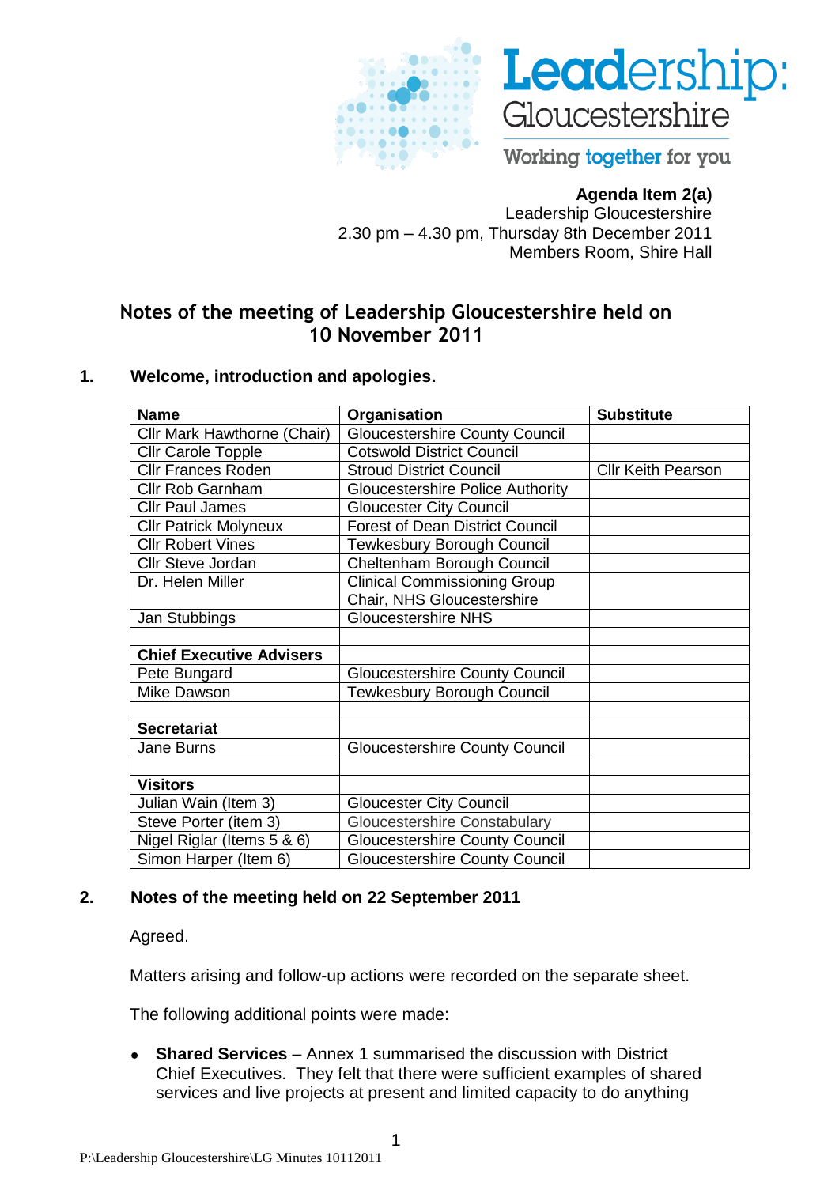**Agenda Item 2(a)**
Leadership Gloucestershire
2.30 pm – 4.30 pm, Thursday 8th December 2011
Members Room, Shire Hall

## Notes of the meeting of Leadership Gloucestershire held on 10 November 2011

### 1. Welcome, introduction and apologies.

| Name | Organisation | Substitute |
|---|---|---|
| Cllr Mark Hawthorne (Chair) | Gloucestershire County Council | |
| Cllr Carole Topple | Cotswold District Council | |
| Cllr Frances Roden | Stroud District Council | Cllr Keith Pearson |
| Cllr Rob Garnham | Gloucestershire Police Authority | |
| Cllr Paul James | Gloucester City Council | |
| Cllr Patrick Molyneux | Forest of Dean District Council | |
| Cllr Robert Vines | Tewkesbury Borough Council | |
| Cllr Steve Jordan | Cheltenham Borough Council | |
| Dr. Helen Miller | Clinical Commissioning Group Chair, NHS Gloucestershire | |
| Jan Stubbings | Gloucestershire NHS | |
| | | |
| **Chief Executive Advisers** | | |
| Pete Bungard | Gloucestershire County Council | |
| Mike Dawson | Tewkesbury Borough Council | |
| | | |
| **Secretariat** | | |
| Jane Burns | Gloucestershire County Council | |
| | | |
| **Visitors** | | |
| Julian Wain (Item 3) | Gloucester City Council | |
| Steve Porter (item 3) | Gloucestershire Constabulary | |
| Nigel Riglar (Items 5 & 6) | Gloucestershire County Council | |
| Simon Harper (Item 6) | Gloucestershire County Council | |

### 2. Notes of the meeting held on 22 September 2011

Agreed.

Matters arising and follow-up actions were recorded on the separate sheet.

The following additional points were made:

- **Shared Services** – Annex 1 summarised the discussion with District Chief Executives. They felt that there were sufficient examples of shared services and live projects at present and limited capacity to do anything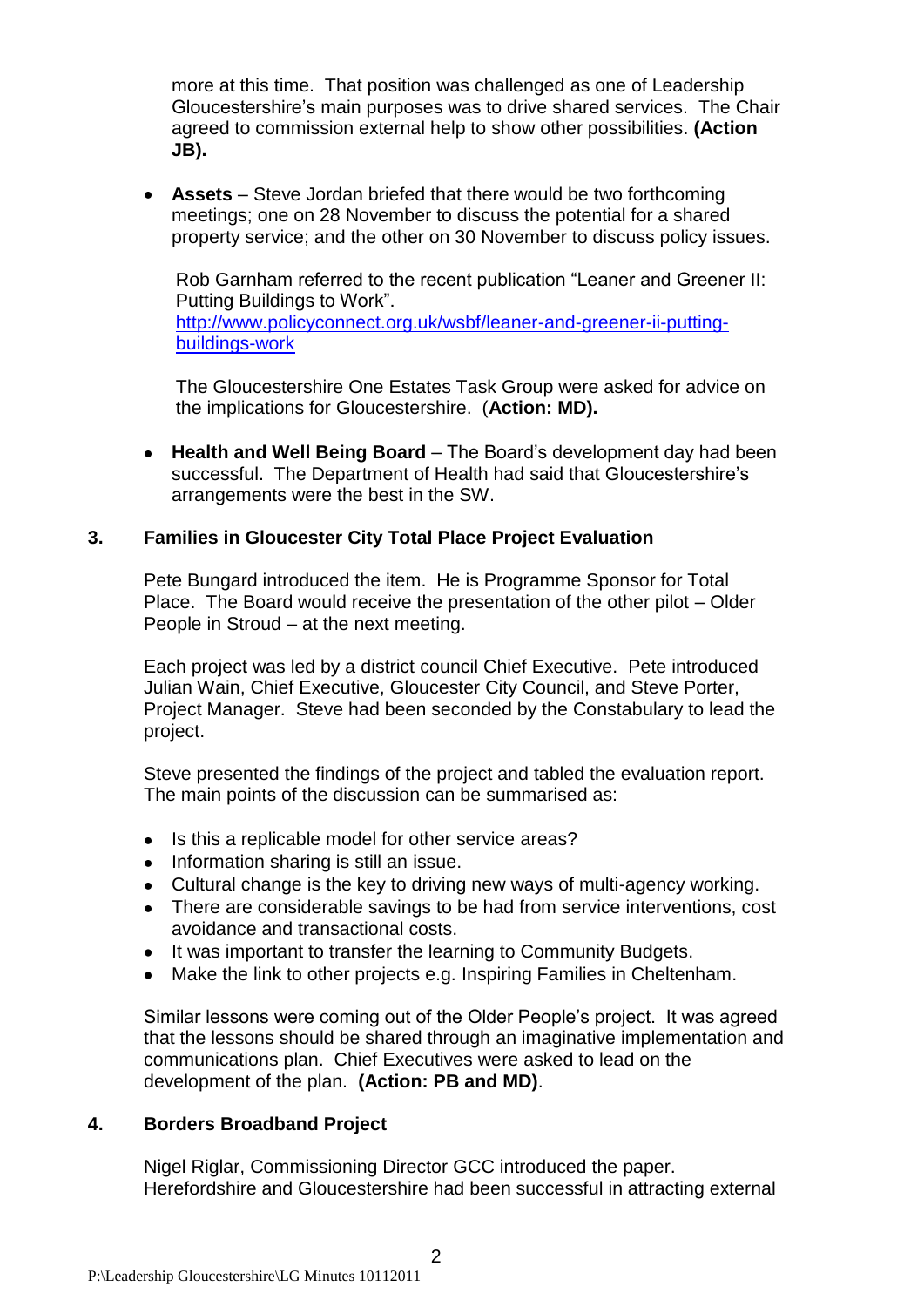more at this time. That position was challenged as one of Leadership Gloucestershire's main purposes was to drive shared services. The Chair agreed to commission external help to show other possibilities. **(Action JB).**

- **Assets** – Steve Jordan briefed that there would be two forthcoming meetings; one on 28 November to discuss the potential for a shared property service; and the other on 30 November to discuss policy issues.

  Rob Garnham referred to the recent publication "Leaner and Greener II: Putting Buildings to Work". [http://www.policyconnect.org.uk/wsbf/leaner-and-greener-ii-putting-buildings-work](http://www.policyconnect.org.uk/wsbf/leaner-and-greener-ii-putting-buildings-work)

  The Gloucestershire One Estates Task Group were asked for advice on the implications for Gloucestershire. (**Action: MD).**

- **Health and Well Being Board** – The Board's development day had been successful. The Department of Health had said that Gloucestershire's arrangements were the best in the SW.

## 3. Families in Gloucester City Total Place Project Evaluation

Pete Bungard introduced the item. He is Programme Sponsor for Total Place. The Board would receive the presentation of the other pilot – Older People in Stroud – at the next meeting.

Each project was led by a district council Chief Executive. Pete introduced Julian Wain, Chief Executive, Gloucester City Council, and Steve Porter, Project Manager. Steve had been seconded by the Constabulary to lead the project.

Steve presented the findings of the project and tabled the evaluation report. The main points of the discussion can be summarised as:

- Is this a replicable model for other service areas?
- Information sharing is still an issue.
- Cultural change is the key to driving new ways of multi-agency working.
- There are considerable savings to be had from service interventions, cost avoidance and transactional costs.
- It was important to transfer the learning to Community Budgets.
- Make the link to other projects e.g. Inspiring Families in Cheltenham.

Similar lessons were coming out of the Older People's project. It was agreed that the lessons should be shared through an imaginative implementation and communications plan. Chief Executives were asked to lead on the development of the plan. **(Action: PB and MD)**.

## 4. Borders Broadband Project

Nigel Riglar, Commissioning Director GCC introduced the paper. Herefordshire and Gloucestershire had been successful in attracting external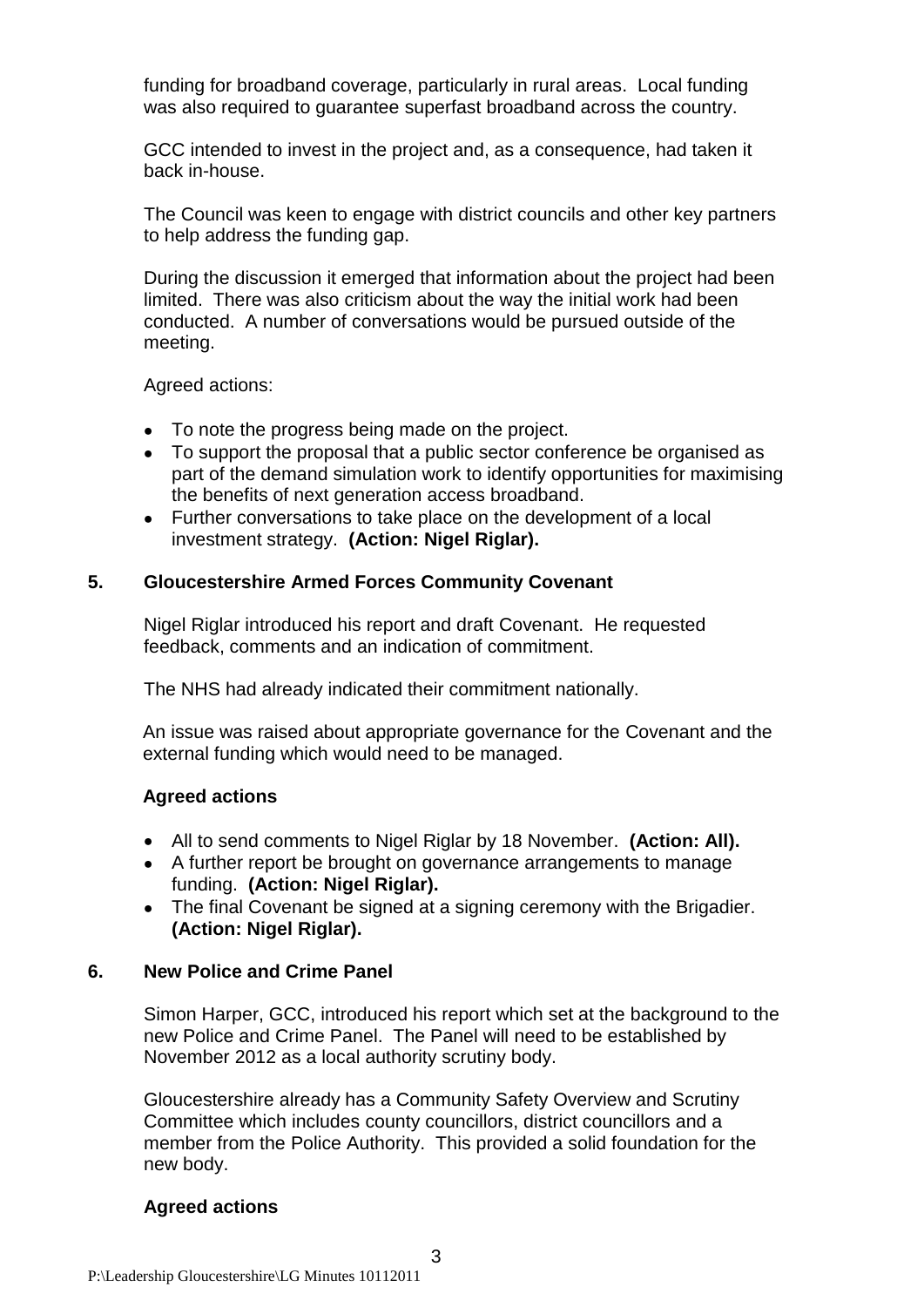funding for broadband coverage, particularly in rural areas. Local funding was also required to guarantee superfast broadband across the country.

GCC intended to invest in the project and, as a consequence, had taken it back in-house.

The Council was keen to engage with district councils and other key partners to help address the funding gap.

During the discussion it emerged that information about the project had been limited. There was also criticism about the way the initial work had been conducted. A number of conversations would be pursued outside of the meeting.

Agreed actions:

- To note the progress being made on the project.
- To support the proposal that a public sector conference be organised as part of the demand simulation work to identify opportunities for maximising the benefits of next generation access broadband.
- Further conversations to take place on the development of a local investment strategy. **(Action: Nigel Riglar).**

## 5. Gloucestershire Armed Forces Community Covenant

Nigel Riglar introduced his report and draft Covenant. He requested feedback, comments and an indication of commitment.

The NHS had already indicated their commitment nationally.

An issue was raised about appropriate governance for the Covenant and the external funding which would need to be managed.

**Agreed actions**

- All to send comments to Nigel Riglar by 18 November. **(Action: All).**
- A further report be brought on governance arrangements to manage funding. **(Action: Nigel Riglar).**
- The final Covenant be signed at a signing ceremony with the Brigadier. **(Action: Nigel Riglar).**

## 6. New Police and Crime Panel

Simon Harper, GCC, introduced his report which set at the background to the new Police and Crime Panel. The Panel will need to be established by November 2012 as a local authority scrutiny body.

Gloucestershire already has a Community Safety Overview and Scrutiny Committee which includes county councillors, district councillors and a member from the Police Authority. This provided a solid foundation for the new body.

**Agreed actions**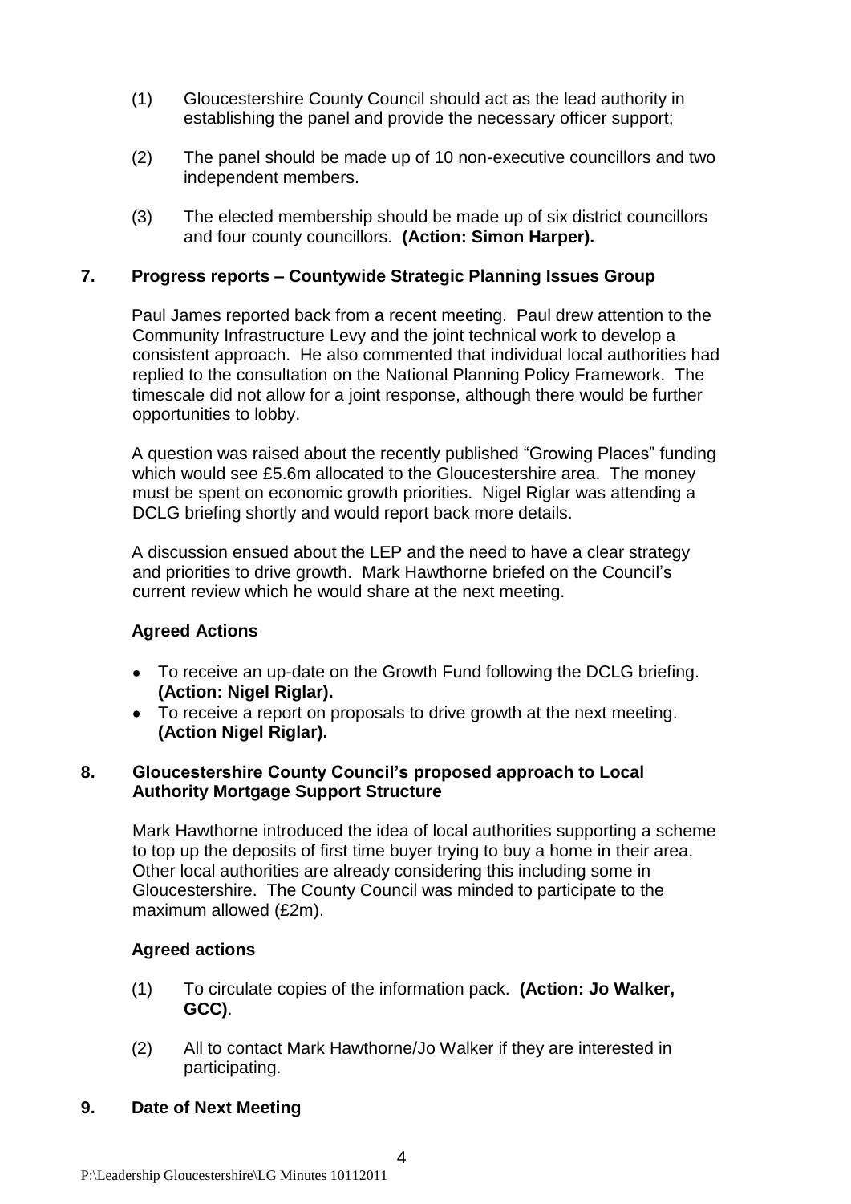(1) Gloucestershire County Council should act as the lead authority in establishing the panel and provide the necessary officer support;

(2) The panel should be made up of 10 non-executive councillors and two independent members.

(3) The elected membership should be made up of six district councillors and four county councillors. **(Action: Simon Harper).**

## 7. Progress reports – Countywide Strategic Planning Issues Group

Paul James reported back from a recent meeting. Paul drew attention to the Community Infrastructure Levy and the joint technical work to develop a consistent approach. He also commented that individual local authorities had replied to the consultation on the National Planning Policy Framework. The timescale did not allow for a joint response, although there would be further opportunities to lobby.

A question was raised about the recently published "Growing Places" funding which would see £5.6m allocated to the Gloucestershire area. The money must be spent on economic growth priorities. Nigel Riglar was attending a DCLG briefing shortly and would report back more details.

A discussion ensued about the LEP and the need to have a clear strategy and priorities to drive growth. Mark Hawthorne briefed on the Council's current review which he would share at the next meeting.

### Agreed Actions

- To receive an up-date on the Growth Fund following the DCLG briefing. **(Action: Nigel Riglar).**
- To receive a report on proposals to drive growth at the next meeting. **(Action Nigel Riglar).**

## 8. Gloucestershire County Council's proposed approach to Local Authority Mortgage Support Structure

Mark Hawthorne introduced the idea of local authorities supporting a scheme to top up the deposits of first time buyer trying to buy a home in their area. Other local authorities are already considering this including some in Gloucestershire. The County Council was minded to participate to the maximum allowed (£2m).

### Agreed actions

(1) To circulate copies of the information pack. **(Action: Jo Walker, GCC)**.

(2) All to contact Mark Hawthorne/Jo Walker if they are interested in participating.

## 9. Date of Next Meeting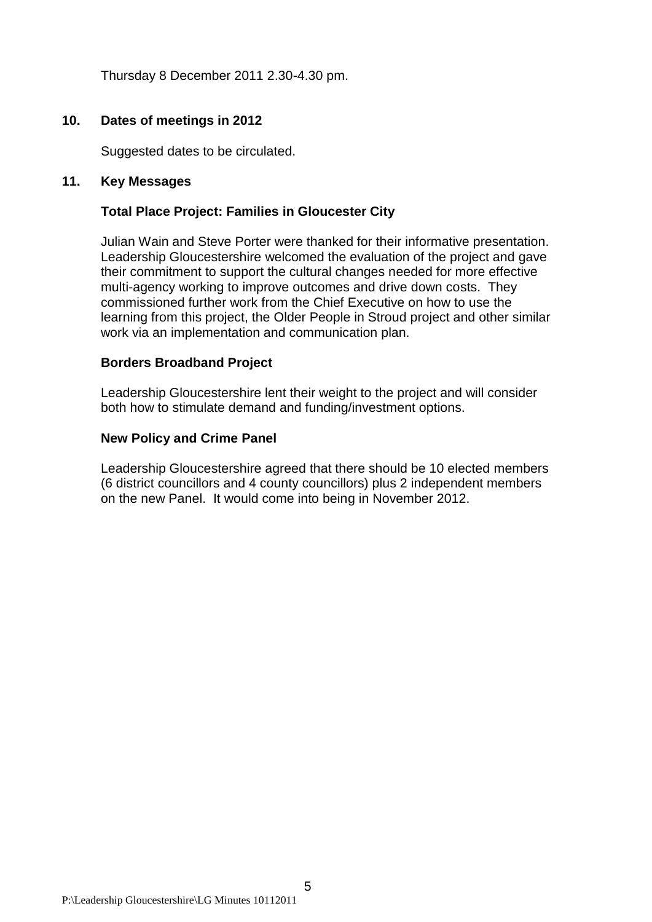Thursday 8 December 2011 2.30-4.30 pm.

## 10. Dates of meetings in 2012

Suggested dates to be circulated.

## 11. Key Messages

### Total Place Project: Families in Gloucester City

Julian Wain and Steve Porter were thanked for their informative presentation. Leadership Gloucestershire welcomed the evaluation of the project and gave their commitment to support the cultural changes needed for more effective multi-agency working to improve outcomes and drive down costs. They commissioned further work from the Chief Executive on how to use the learning from this project, the Older People in Stroud project and other similar work via an implementation and communication plan.

### Borders Broadband Project

Leadership Gloucestershire lent their weight to the project and will consider both how to stimulate demand and funding/investment options.

### New Policy and Crime Panel

Leadership Gloucestershire agreed that there should be 10 elected members (6 district councillors and 4 county councillors) plus 2 independent members on the new Panel. It would come into being in November 2012.